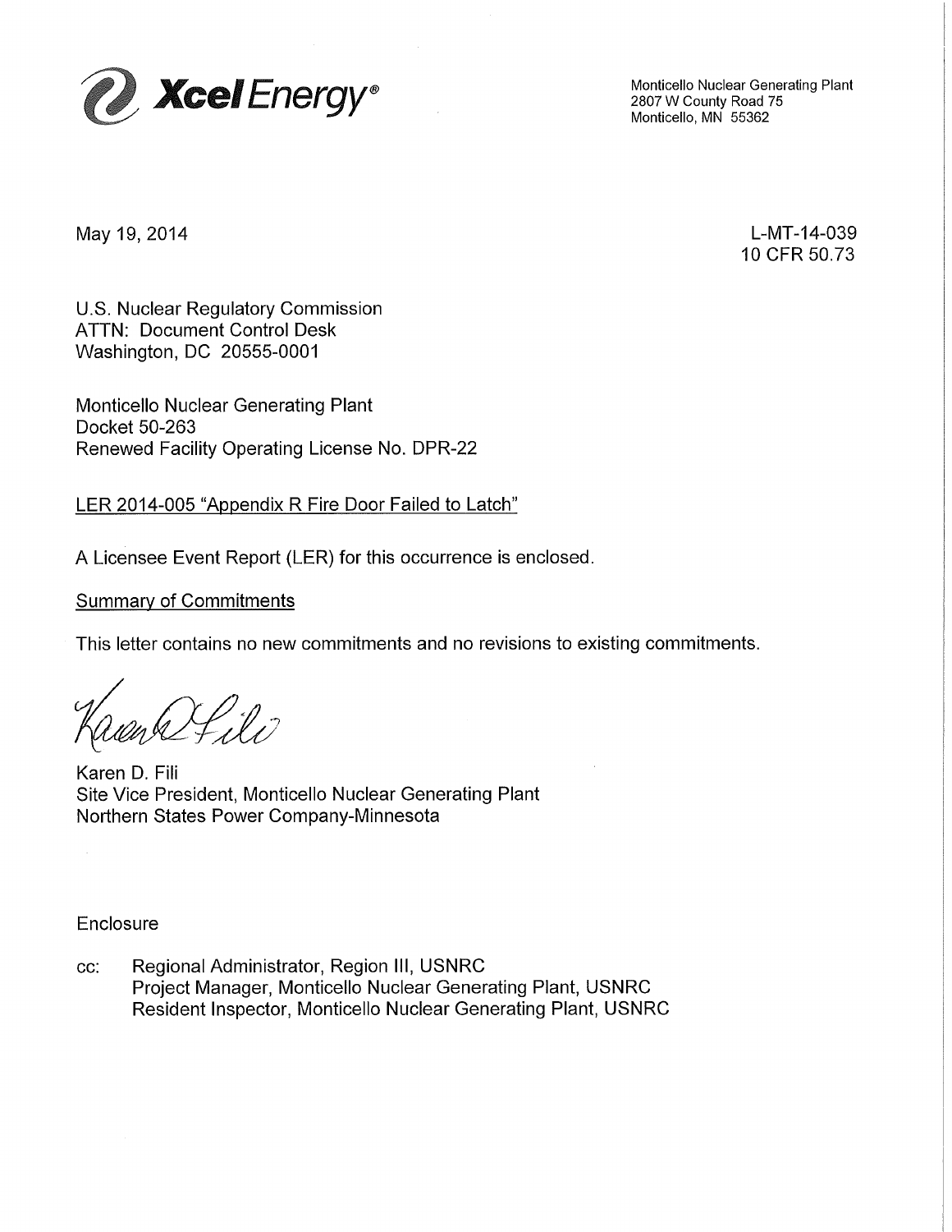Xcel Energy®

Monticello Nuclear Generating Plant
2807 W County Road 75
Monticello, MN 55362

May 19, 2014

L-MT-14-039
10 CFR 50.73

U.S. Nuclear Regulatory Commission
ATTN: Document Control Desk
Washington, DC 20555-0001

Monticello Nuclear Generating Plant
Docket 50-263
Renewed Facility Operating License No. DPR-22

<u>LER 2014-005 "Appendix R Fire Door Failed to Latch"</u>

A Licensee Event Report (LER) for this occurrence is enclosed.

<u>Summary of Commitments</u>

This letter contains no new commitments and no revisions to existing commitments.

Karen D. Fili
Site Vice President, Monticello Nuclear Generating Plant
Northern States Power Company-Minnesota

Enclosure

cc: Regional Administrator, Region III, USNRC
Project Manager, Monticello Nuclear Generating Plant, USNRC
Resident Inspector, Monticello Nuclear Generating Plant, USNRC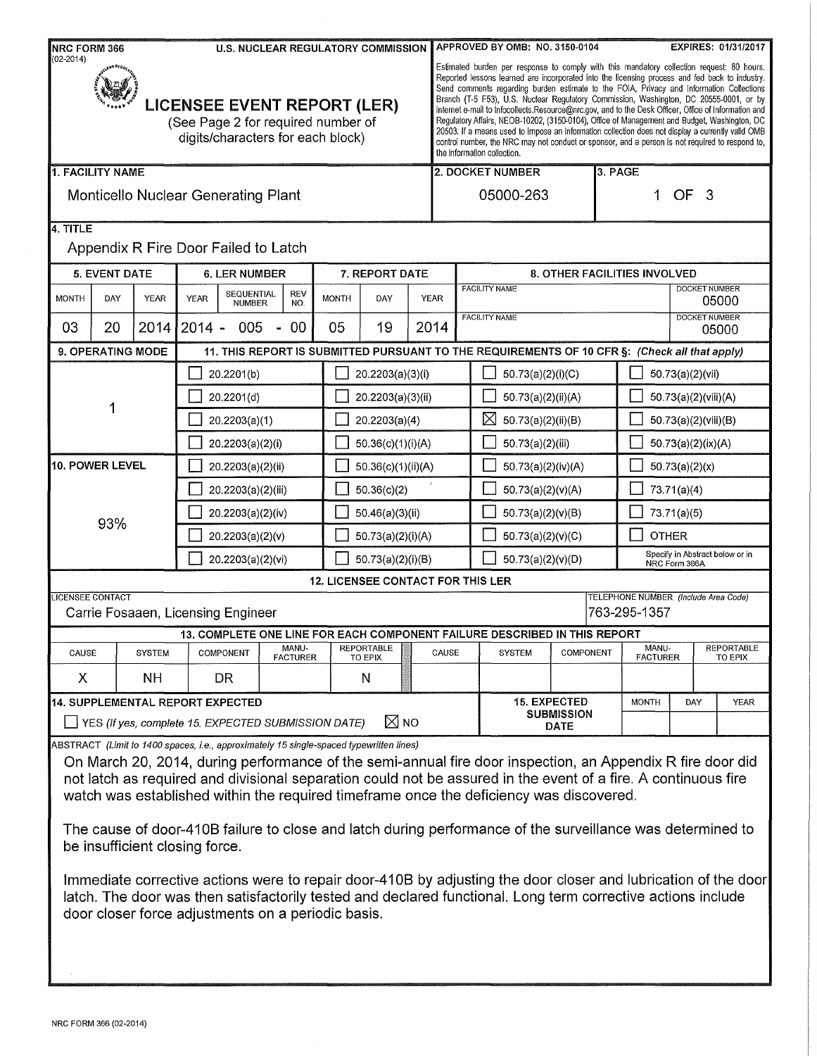NRC FORM 366 (02-2014) U.S. NUCLEAR REGULATORY COMMISSION

# LICENSEE EVENT REPORT (LER)

(See Page 2 for required number of digits/characters for each block)

APPROVED BY OMB: NO. 3150-0104 EXPIRES: 01/31/2017

Estimated burden per response to comply with this mandatory collection request: 80 hours. Reported lessons learned are incorporated into the licensing process and fed back to industry. Send comments regarding burden estimate to the FOIA, Privacy and Information Collections Branch (T-5 F53), U.S. Nuclear Regulatory Commission, Washington, DC 20555-0001, or by internet e-mail to Infocollects.Resource@nrc.gov, and to the Desk Officer, Office of Information and Regulatory Affairs, NEOB-10202, (3150-0104), Office of Management and Budget, Washington, DC 20503. If a means used to impose an information collection does not display a currently valid OMB control number, the NRC may not conduct or sponsor, and a person is not required to respond to, the information collection.

| 1. FACILITY NAME | 2. DOCKET NUMBER | 3. PAGE |
|---|---|---|
| Monticello Nuclear Generating Plant | 05000-263 | 1 OF 3 |

**4. TITLE**
Appendix R Fire Door Failed to Latch

| 5. EVENT DATE | | | 6. LER NUMBER | | | 7. REPORT DATE | | | 8. OTHER FACILITIES INVOLVED | |
|---|---|---|---|---|---|---|---|---|---|---|
| MONTH | DAY | YEAR | YEAR | SEQUENTIAL NUMBER | REV NO. | MONTH | DAY | YEAR | FACILITY NAME | DOCKET NUMBER |
| 03 | 20 | 2014 | 2014 - | 005 | - 00 | 05 | 19 | 2014 | | 05000 |
| | | | | | | | | | FACILITY NAME | DOCKET NUMBER 05000 |

**9. OPERATING MODE:** 1

**10. POWER LEVEL:** 93%

**11. THIS REPORT IS SUBMITTED PURSUANT TO THE REQUIREMENTS OF 10 CFR §: (Check all that apply)**

| | | | |
|---|---|---|---|
| ☐ 20.2201(b) | ☐ 20.2203(a)(3)(i) | ☐ 50.73(a)(2)(i)(C) | ☐ 50.73(a)(2)(vii) |
| ☐ 20.2201(d) | ☐ 20.2203(a)(3)(ii) | ☐ 50.73(a)(2)(ii)(A) | ☐ 50.73(a)(2)(viii)(A) |
| ☐ 20.2203(a)(1) | ☐ 20.2203(a)(4) | ☒ 50.73(a)(2)(ii)(B) | ☐ 50.73(a)(2)(viii)(B) |
| ☐ 20.2203(a)(2)(i) | ☐ 50.36(c)(1)(i)(A) | ☐ 50.73(a)(2)(iii) | ☐ 50.73(a)(2)(ix)(A) |
| ☐ 20.2203(a)(2)(ii) | ☐ 50.36(c)(1)(ii)(A) | ☐ 50.73(a)(2)(iv)(A) | ☐ 50.73(a)(2)(x) |
| ☐ 20.2203(a)(2)(iii) | ☐ 50.36(c)(2) | ☐ 50.73(a)(2)(v)(A) | ☐ 73.71(a)(4) |
| ☐ 20.2203(a)(2)(iv) | ☐ 50.46(a)(3)(ii) | ☐ 50.73(a)(2)(v)(B) | ☐ 73.71(a)(5) |
| ☐ 20.2203(a)(2)(v) | ☐ 50.73(a)(2)(i)(A) | ☐ 50.73(a)(2)(v)(C) | ☐ OTHER |
| ☐ 20.2203(a)(2)(vi) | ☐ 50.73(a)(2)(i)(B) | ☐ 50.73(a)(2)(v)(D) | Specify in Abstract below or in NRC Form 366A |

**12. LICENSEE CONTACT FOR THIS LER**

| LICENSEE CONTACT | TELEPHONE NUMBER (Include Area Code) |
|---|---|
| Carrie Fosaaen, Licensing Engineer | 763-295-1357 |

**13. COMPLETE ONE LINE FOR EACH COMPONENT FAILURE DESCRIBED IN THIS REPORT**

| CAUSE | SYSTEM | COMPONENT | MANU-FACTURER | REPORTABLE TO EPIX | CAUSE | SYSTEM | COMPONENT | MANU-FACTURER | REPORTABLE TO EPIX |
|---|---|---|---|---|---|---|---|---|---|
| X | NH | DR | | N | | | | | |

**14. SUPPLEMENTAL REPORT EXPECTED**
☐ YES (If yes, complete 15. EXPECTED SUBMISSION DATE) ☒ NO

**15. EXPECTED SUBMISSION DATE:** MONTH / DAY / YEAR

ABSTRACT (Limit to 1400 spaces, i.e., approximately 15 single-spaced typewritten lines)

On March 20, 2014, during performance of the semi-annual fire door inspection, an Appendix R fire door did not latch as required and divisional separation could not be assured in the event of a fire. A continuous fire watch was established within the required timeframe once the deficiency was discovered.

The cause of door-410B failure to close and latch during performance of the surveillance was determined to be insufficient closing force.

Immediate corrective actions were to repair door-410B by adjusting the door closer and lubrication of the door latch. The door was then satisfactorily tested and declared functional. Long term corrective actions include door closer force adjustments on a periodic basis.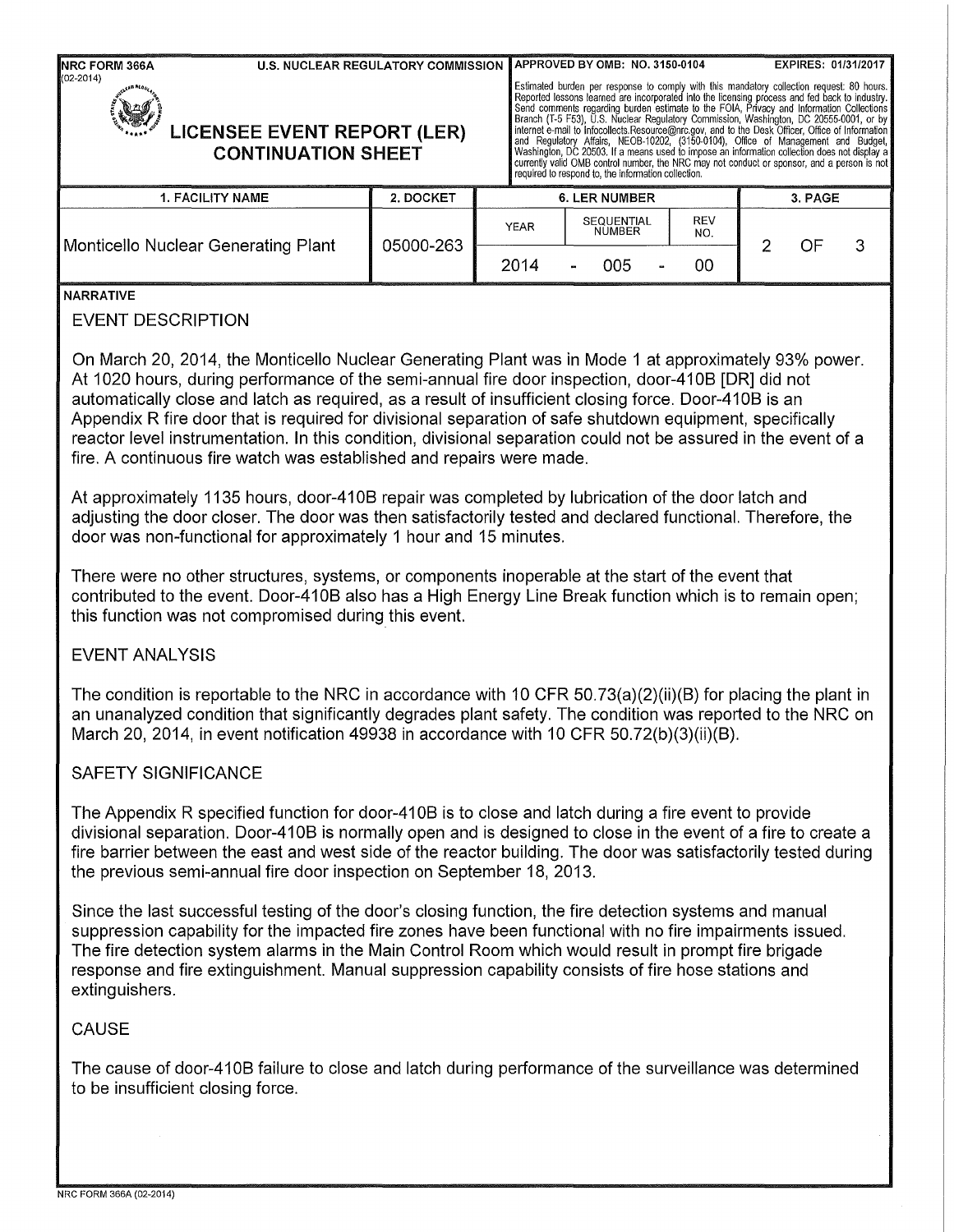**NRC FORM 366A** (02-2014)

**U.S. NUCLEAR REGULATORY COMMISSION**

**APPROVED BY OMB: NO. 3150-0104 EXPIRES: 01/31/2017**

Estimated burden per response to comply with this mandatory collection request: 80 hours. Reported lessons learned are incorporated into the licensing process and fed back to industry. Send comments regarding burden estimate to the FOIA, Privacy and Information Collections Branch (T-5 F53), U.S. Nuclear Regulatory Commission, Washington, DC 20555-0001, or by internet e-mail to Infocollects.Resource@nrc.gov, and to the Desk Officer, Office of Information and Regulatory Affairs, NEOB-10202, (3150-0104), Office of Management and Budget, Washington, DC 20503. If a means used to impose an information collection does not display a currently valid OMB control number, the NRC may not conduct or sponsor, and a person is not required to respond to, the information collection.

# LICENSEE EVENT REPORT (LER) CONTINUATION SHEET

| 1. FACILITY NAME | 2. DOCKET | 6. LER NUMBER | | | 3. PAGE |
|---|---|---|---|---|---|
| | | YEAR | SEQUENTIAL NUMBER | REV NO. | |
| Monticello Nuclear Generating Plant | 05000-263 | 2014 | - 005 - | 00 | 2 OF 3 |

**NARRATIVE**

## EVENT DESCRIPTION

On March 20, 2014, the Monticello Nuclear Generating Plant was in Mode 1 at approximately 93% power. At 1020 hours, during performance of the semi-annual fire door inspection, door-410B [DR] did not automatically close and latch as required, as a result of insufficient closing force. Door-410B is an Appendix R fire door that is required for divisional separation of safe shutdown equipment, specifically reactor level instrumentation. In this condition, divisional separation could not be assured in the event of a fire. A continuous fire watch was established and repairs were made.

At approximately 1135 hours, door-410B repair was completed by lubrication of the door latch and adjusting the door closer. The door was then satisfactorily tested and declared functional. Therefore, the door was non-functional for approximately 1 hour and 15 minutes.

There were no other structures, systems, or components inoperable at the start of the event that contributed to the event. Door-410B also has a High Energy Line Break function which is to remain open; this function was not compromised during this event.

## EVENT ANALYSIS

The condition is reportable to the NRC in accordance with 10 CFR 50.73(a)(2)(ii)(B) for placing the plant in an unanalyzed condition that significantly degrades plant safety. The condition was reported to the NRC on March 20, 2014, in event notification 49938 in accordance with 10 CFR 50.72(b)(3)(ii)(B).

## SAFETY SIGNIFICANCE

The Appendix R specified function for door-410B is to close and latch during a fire event to provide divisional separation. Door-410B is normally open and is designed to close in the event of a fire to create a fire barrier between the east and west side of the reactor building. The door was satisfactorily tested during the previous semi-annual fire door inspection on September 18, 2013.

Since the last successful testing of the door's closing function, the fire detection systems and manual suppression capability for the impacted fire zones have been functional with no fire impairments issued. The fire detection system alarms in the Main Control Room which would result in prompt fire brigade response and fire extinguishment. Manual suppression capability consists of fire hose stations and extinguishers.

## CAUSE

The cause of door-410B failure to close and latch during performance of the surveillance was determined to be insufficient closing force.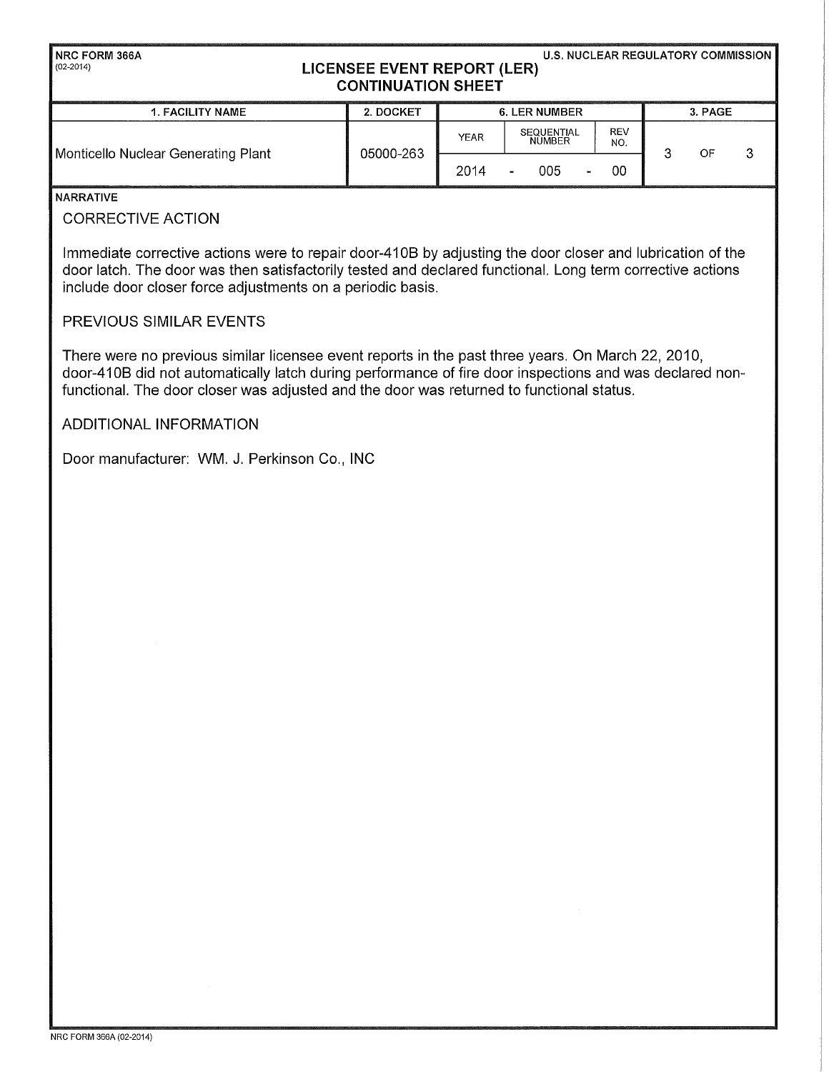**NRC FORM 366A**
(02-2014)

**U.S. NUCLEAR REGULATORY COMMISSION**

## LICENSEE EVENT REPORT (LER) CONTINUATION SHEET

| 1. FACILITY NAME | 2. DOCKET | 6. LER NUMBER | | | 3. PAGE |
|---|---|---|---|---|---|
| | | YEAR | SEQUENTIAL NUMBER | REV NO. | |
| Monticello Nuclear Generating Plant | 05000-263 | 2014 | - 005 - | 00 | 3 OF 3 |

**NARRATIVE**

CORRECTIVE ACTION

Immediate corrective actions were to repair door-410B by adjusting the door closer and lubrication of the door latch. The door was then satisfactorily tested and declared functional. Long term corrective actions include door closer force adjustments on a periodic basis.

PREVIOUS SIMILAR EVENTS

There were no previous similar licensee event reports in the past three years. On March 22, 2010, door-410B did not automatically latch during performance of fire door inspections and was declared non-functional. The door closer was adjusted and the door was returned to functional status.

ADDITIONAL INFORMATION

Door manufacturer: WM. J. Perkinson Co., INC